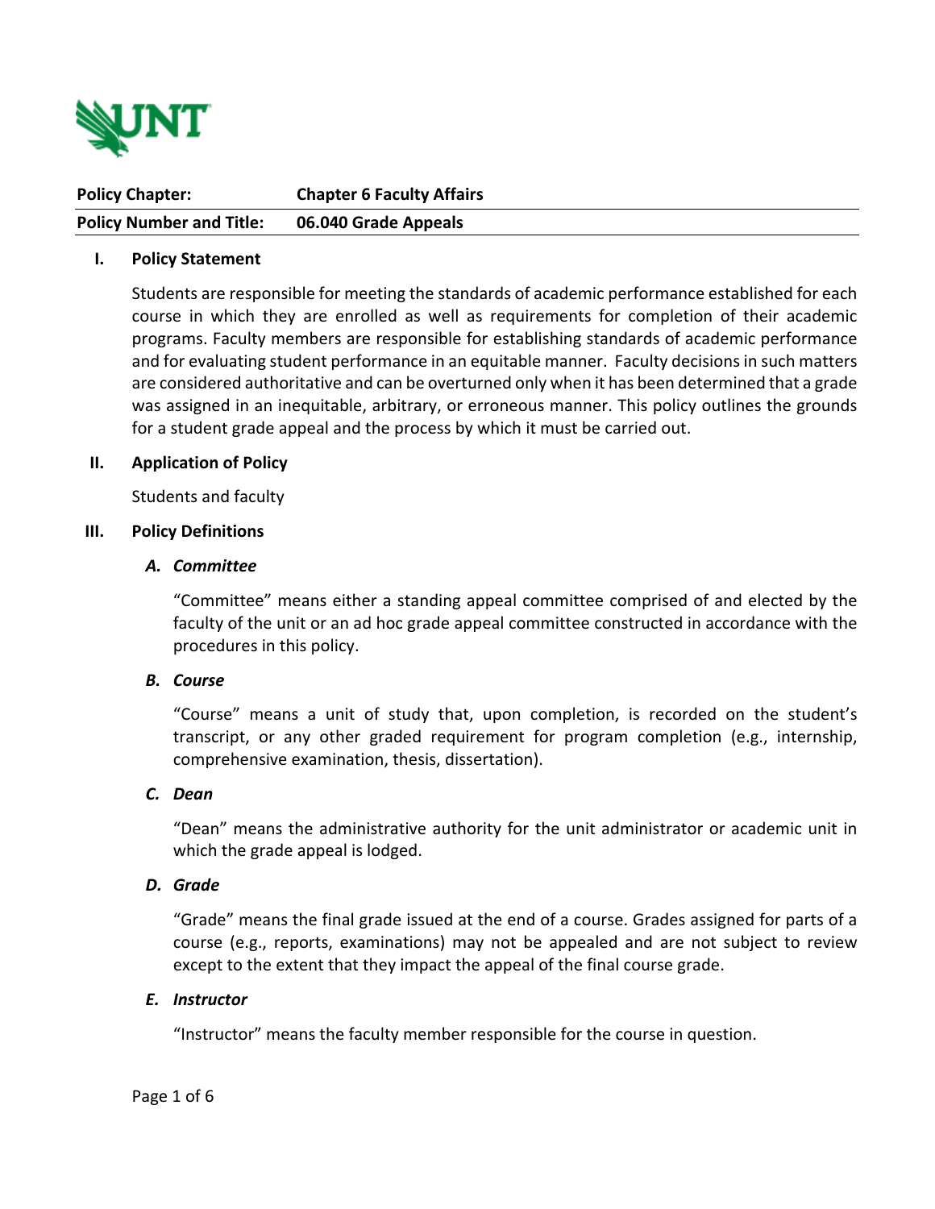| Policy Chapter: | Chapter 6 Faculty Affairs |
| --- | --- |
| **Policy Number and Title:** | **06.040 Grade Appeals** |

## I. Policy Statement

Students are responsible for meeting the standards of academic performance established for each course in which they are enrolled as well as requirements for completion of their academic programs. Faculty members are responsible for establishing standards of academic performance and for evaluating student performance in an equitable manner. Faculty decisions in such matters are considered authoritative and can be overturned only when it has been determined that a grade was assigned in an inequitable, arbitrary, or erroneous manner. This policy outlines the grounds for a student grade appeal and the process by which it must be carried out.

## II. Application of Policy

Students and faculty

## III. Policy Definitions

### *A. Committee*

"Committee" means either a standing appeal committee comprised of and elected by the faculty of the unit or an ad hoc grade appeal committee constructed in accordance with the procedures in this policy.

### *B. Course*

"Course" means a unit of study that, upon completion, is recorded on the student's transcript, or any other graded requirement for program completion (e.g., internship, comprehensive examination, thesis, dissertation).

### *C. Dean*

"Dean" means the administrative authority for the unit administrator or academic unit in which the grade appeal is lodged.

### *D. Grade*

"Grade" means the final grade issued at the end of a course. Grades assigned for parts of a course (e.g., reports, examinations) may not be appealed and are not subject to review except to the extent that they impact the appeal of the final course grade.

### *E. Instructor*

"Instructor" means the faculty member responsible for the course in question.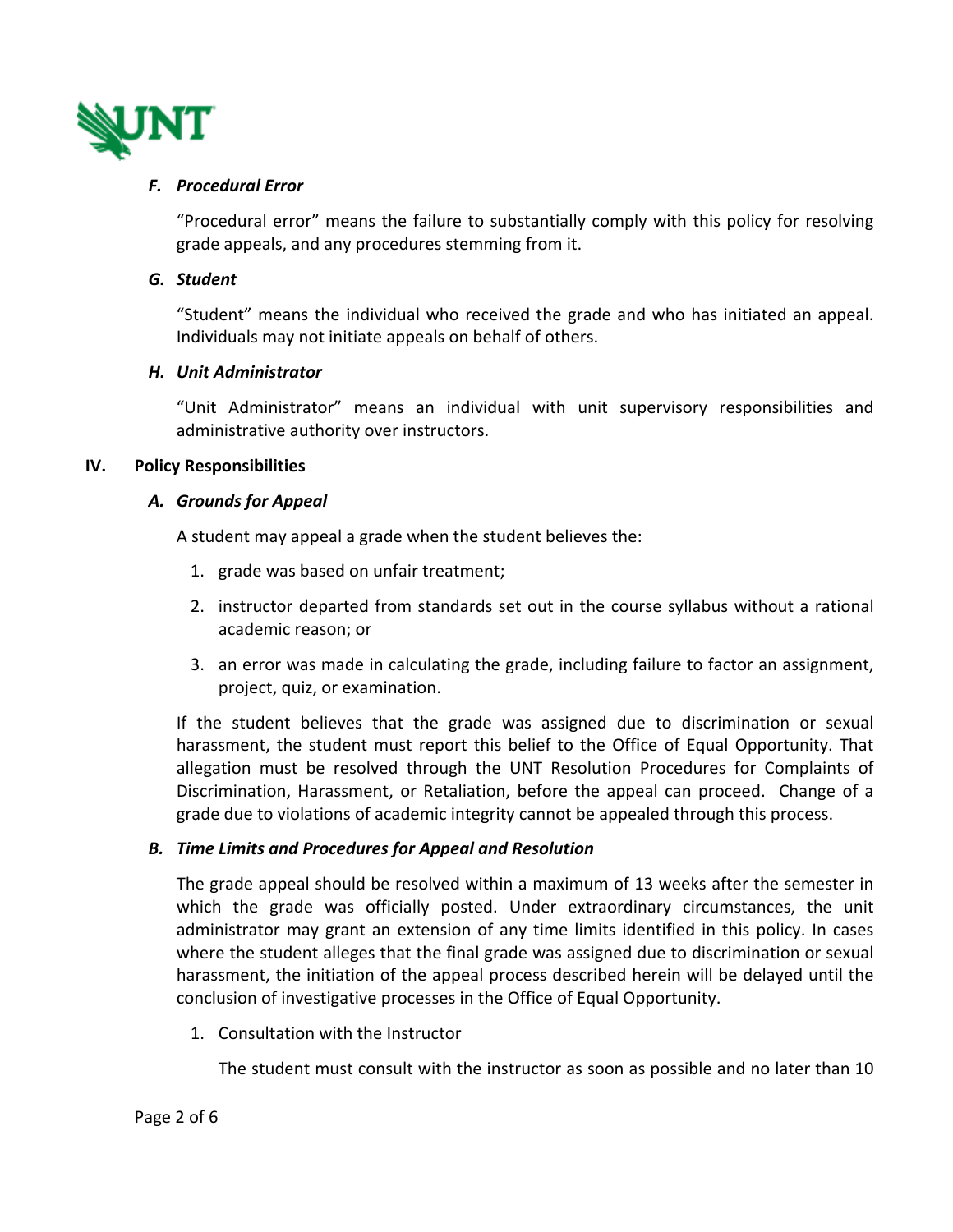### *F. Procedural Error*

"Procedural error" means the failure to substantially comply with this policy for resolving grade appeals, and any procedures stemming from it.

### *G. Student*

"Student" means the individual who received the grade and who has initiated an appeal. Individuals may not initiate appeals on behalf of others.

### *H. Unit Administrator*

"Unit Administrator" means an individual with unit supervisory responsibilities and administrative authority over instructors.

## IV. Policy Responsibilities

### *A. Grounds for Appeal*

A student may appeal a grade when the student believes the:

1. grade was based on unfair treatment;
2. instructor departed from standards set out in the course syllabus without a rational academic reason; or
3. an error was made in calculating the grade, including failure to factor an assignment, project, quiz, or examination.

If the student believes that the grade was assigned due to discrimination or sexual harassment, the student must report this belief to the Office of Equal Opportunity. That allegation must be resolved through the UNT Resolution Procedures for Complaints of Discrimination, Harassment, or Retaliation, before the appeal can proceed. Change of a grade due to violations of academic integrity cannot be appealed through this process.

### *B. Time Limits and Procedures for Appeal and Resolution*

The grade appeal should be resolved within a maximum of 13 weeks after the semester in which the grade was officially posted. Under extraordinary circumstances, the unit administrator may grant an extension of any time limits identified in this policy. In cases where the student alleges that the final grade was assigned due to discrimination or sexual harassment, the initiation of the appeal process described herein will be delayed until the conclusion of investigative processes in the Office of Equal Opportunity.

1. Consultation with the Instructor

   The student must consult with the instructor as soon as possible and no later than 10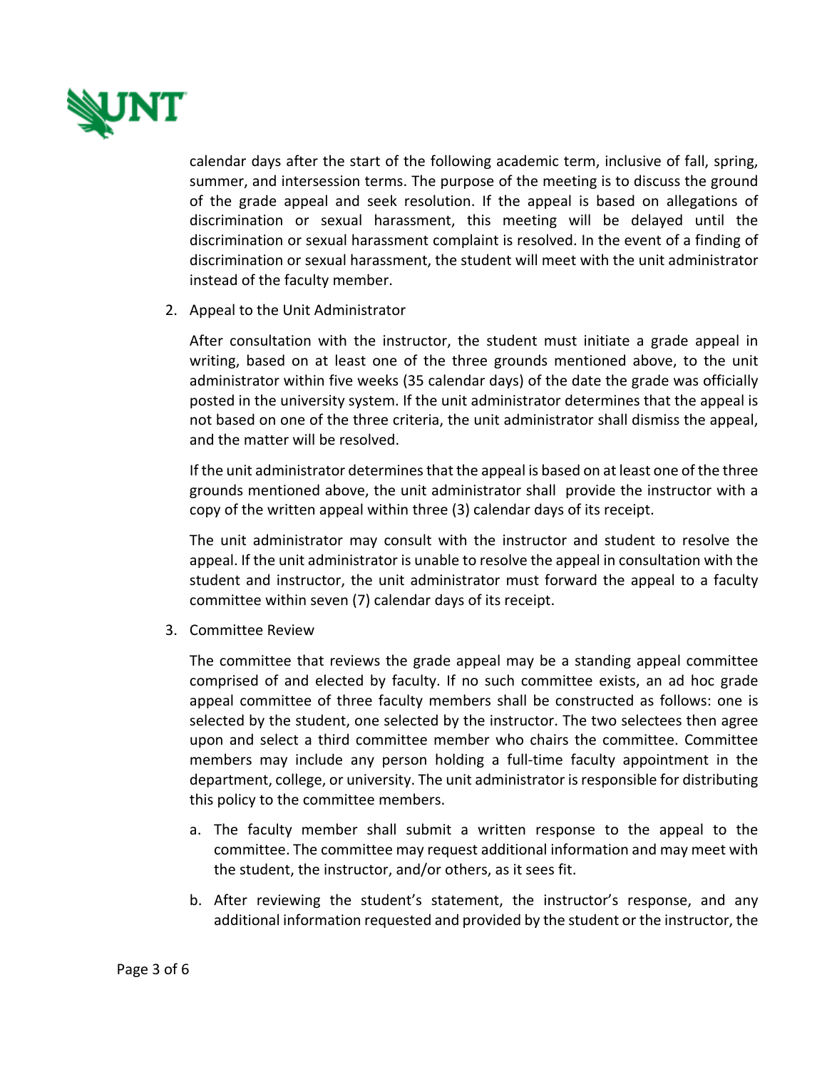calendar days after the start of the following academic term, inclusive of fall, spring, summer, and intersession terms. The purpose of the meeting is to discuss the ground of the grade appeal and seek resolution. If the appeal is based on allegations of discrimination or sexual harassment, this meeting will be delayed until the discrimination or sexual harassment complaint is resolved. In the event of a finding of discrimination or sexual harassment, the student will meet with the unit administrator instead of the faculty member.

2. Appeal to the Unit Administrator

   After consultation with the instructor, the student must initiate a grade appeal in writing, based on at least one of the three grounds mentioned above, to the unit administrator within five weeks (35 calendar days) of the date the grade was officially posted in the university system. If the unit administrator determines that the appeal is not based on one of the three criteria, the unit administrator shall dismiss the appeal, and the matter will be resolved.

   If the unit administrator determines that the appeal is based on at least one of the three grounds mentioned above, the unit administrator shall provide the instructor with a copy of the written appeal within three (3) calendar days of its receipt.

   The unit administrator may consult with the instructor and student to resolve the appeal. If the unit administrator is unable to resolve the appeal in consultation with the student and instructor, the unit administrator must forward the appeal to a faculty committee within seven (7) calendar days of its receipt.

3. Committee Review

   The committee that reviews the grade appeal may be a standing appeal committee comprised of and elected by faculty. If no such committee exists, an ad hoc grade appeal committee of three faculty members shall be constructed as follows: one is selected by the student, one selected by the instructor. The two selectees then agree upon and select a third committee member who chairs the committee. Committee members may include any person holding a full-time faculty appointment in the department, college, or university. The unit administrator is responsible for distributing this policy to the committee members.

   a. The faculty member shall submit a written response to the appeal to the committee. The committee may request additional information and may meet with the student, the instructor, and/or others, as it sees fit.

   b. After reviewing the student's statement, the instructor's response, and any additional information requested and provided by the student or the instructor, the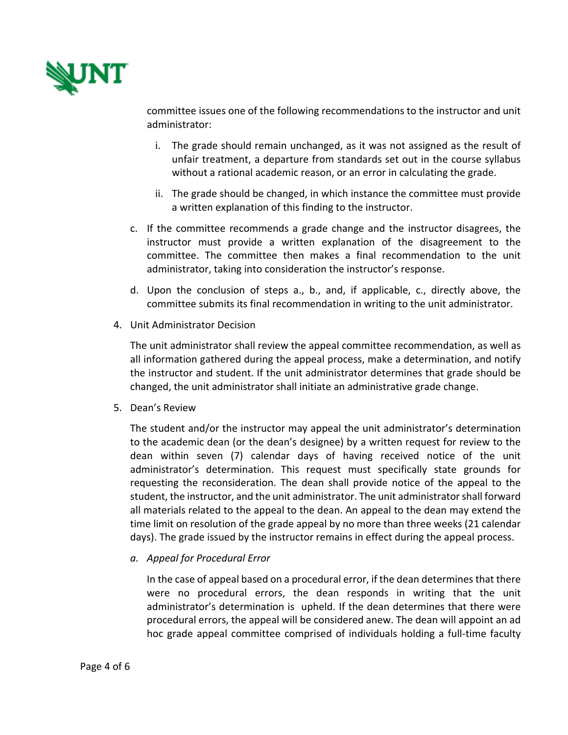committee issues one of the following recommendations to the instructor and unit administrator:

  i. The grade should remain unchanged, as it was not assigned as the result of unfair treatment, a departure from standards set out in the course syllabus without a rational academic reason, or an error in calculating the grade.

  ii. The grade should be changed, in which instance the committee must provide a written explanation of this finding to the instructor.

c. If the committee recommends a grade change and the instructor disagrees, the instructor must provide a written explanation of the disagreement to the committee. The committee then makes a final recommendation to the unit administrator, taking into consideration the instructor's response.

d. Upon the conclusion of steps a., b., and, if applicable, c., directly above, the committee submits its final recommendation in writing to the unit administrator.

4. Unit Administrator Decision

   The unit administrator shall review the appeal committee recommendation, as well as all information gathered during the appeal process, make a determination, and notify the instructor and student. If the unit administrator determines that grade should be changed, the unit administrator shall initiate an administrative grade change.

5. Dean's Review

   The student and/or the instructor may appeal the unit administrator's determination to the academic dean (or the dean's designee) by a written request for review to the dean within seven (7) calendar days of having received notice of the unit administrator's determination. This request must specifically state grounds for requesting the reconsideration. The dean shall provide notice of the appeal to the student, the instructor, and the unit administrator. The unit administrator shall forward all materials related to the appeal to the dean. An appeal to the dean may extend the time limit on resolution of the grade appeal by no more than three weeks (21 calendar days). The grade issued by the instructor remains in effect during the appeal process.

   *a. Appeal for Procedural Error*

   In the case of appeal based on a procedural error, if the dean determines that there were no procedural errors, the dean responds in writing that the unit administrator's determination is upheld. If the dean determines that there were procedural errors, the appeal will be considered anew. The dean will appoint an ad hoc grade appeal committee comprised of individuals holding a full-time faculty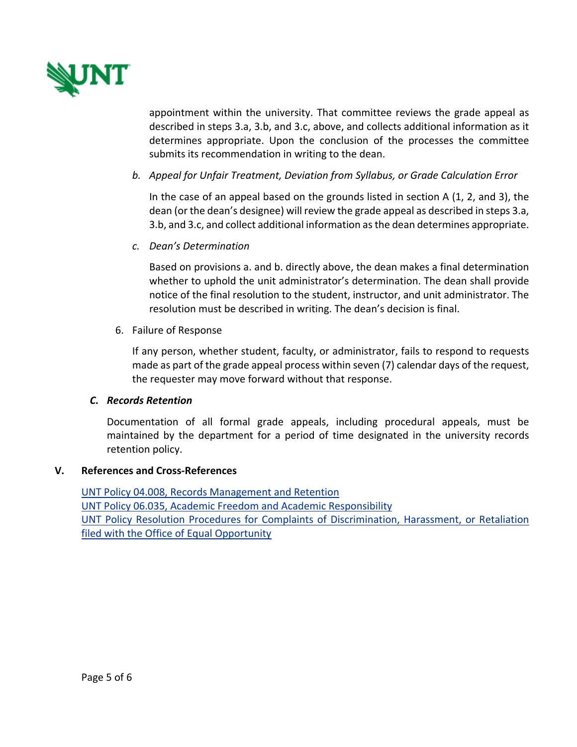appointment within the university. That committee reviews the grade appeal as described in steps 3.a, 3.b, and 3.c, above, and collects additional information as it determines appropriate. Upon the conclusion of the processes the committee submits its recommendation in writing to the dean.

b. *Appeal for Unfair Treatment, Deviation from Syllabus, or Grade Calculation Error*

In the case of an appeal based on the grounds listed in section A (1, 2, and 3), the dean (or the dean's designee) will review the grade appeal as described in steps 3.a, 3.b, and 3.c, and collect additional information as the dean determines appropriate.

c. *Dean's Determination*

Based on provisions a. and b. directly above, the dean makes a final determination whether to uphold the unit administrator's determination. The dean shall provide notice of the final resolution to the student, instructor, and unit administrator. The resolution must be described in writing. The dean's decision is final.

6. Failure of Response

If any person, whether student, faculty, or administrator, fails to respond to requests made as part of the grade appeal process within seven (7) calendar days of the request, the requester may move forward without that response.

### *C. Records Retention*

Documentation of all formal grade appeals, including procedural appeals, must be maintained by the department for a period of time designated in the university records retention policy.

## V. References and Cross-References

UNT Policy 04.008, Records Management and Retention
UNT Policy 06.035, Academic Freedom and Academic Responsibility
UNT Policy Resolution Procedures for Complaints of Discrimination, Harassment, or Retaliation filed with the Office of Equal Opportunity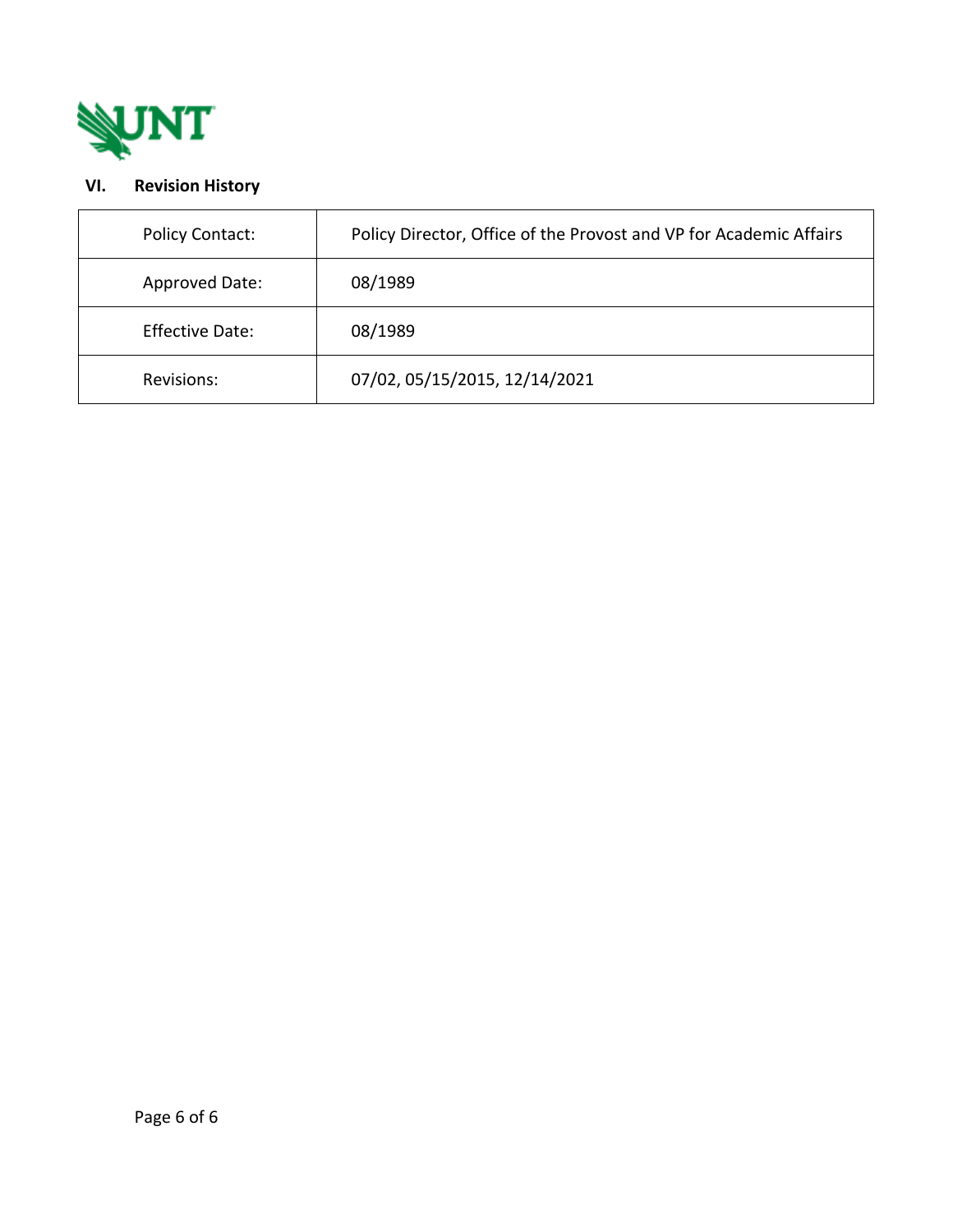## VI. Revision History

| | |
|---|---|
| Policy Contact: | Policy Director, Office of the Provost and VP for Academic Affairs |
| Approved Date: | 08/1989 |
| Effective Date: | 08/1989 |
| Revisions: | 07/02, 05/15/2015, 12/14/2021 |